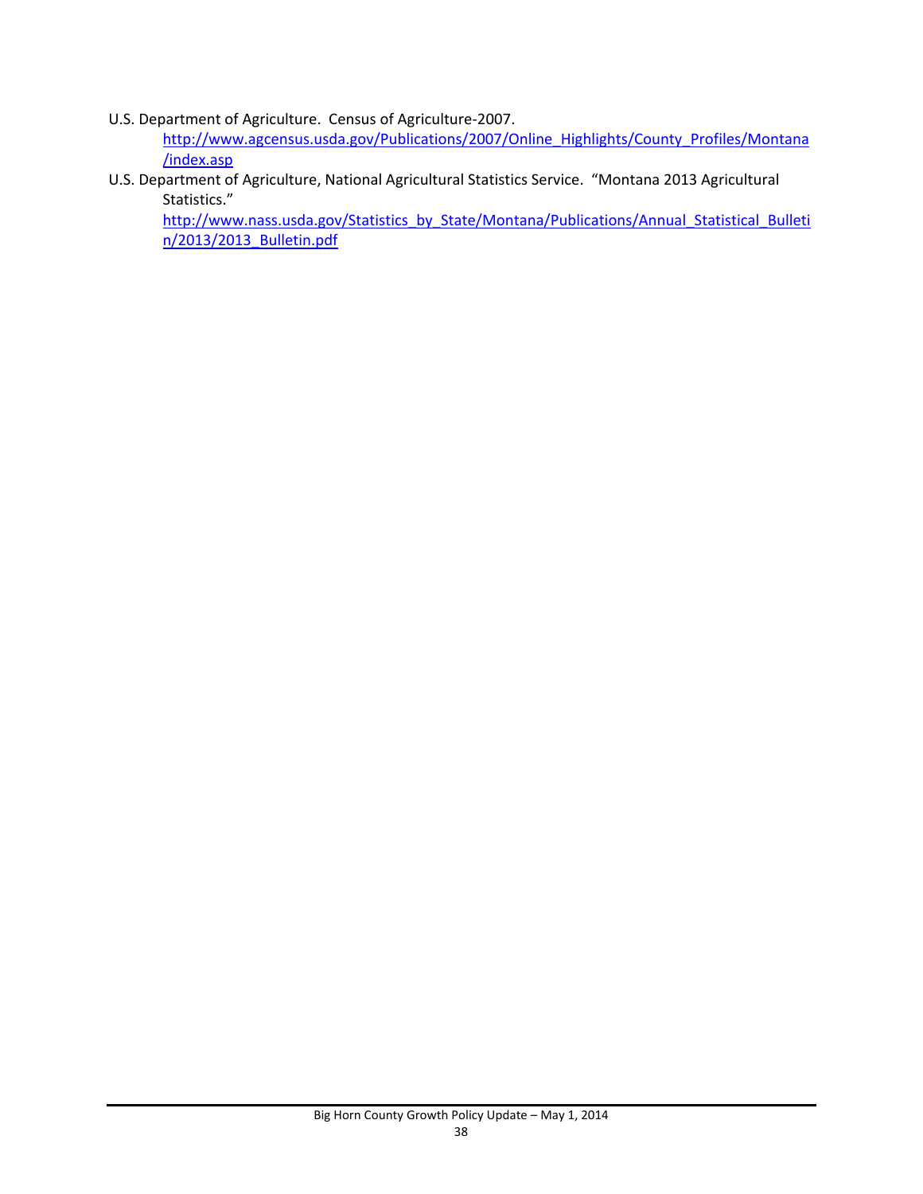U.S. Department of Agriculture. Census of Agriculture-2007.
http://www.agcensus.usda.gov/Publications/2007/Online_Highlights/County_Profiles/Montana/index.asp

U.S. Department of Agriculture, National Agricultural Statistics Service. "Montana 2013 Agricultural Statistics."
http://www.nass.usda.gov/Statistics_by_State/Montana/Publications/Annual_Statistical_Bulletin/2013/2013_Bulletin.pdf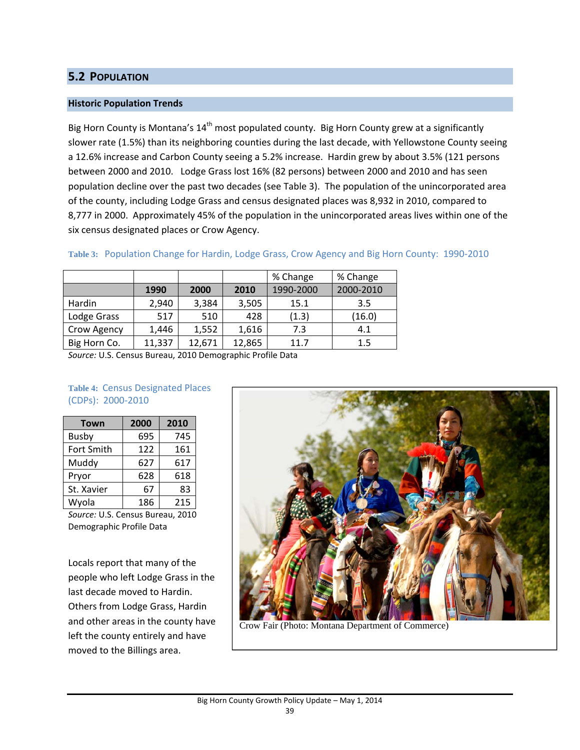## 5.2 Population

### Historic Population Trends

Big Horn County is Montana's 14th most populated county. Big Horn County grew at a significantly slower rate (1.5%) than its neighboring counties during the last decade, with Yellowstone County seeing a 12.6% increase and Carbon County seeing a 5.2% increase. Hardin grew by about 3.5% (121 persons between 2000 and 2010. Lodge Grass lost 16% (82 persons) between 2000 and 2010 and has seen population decline over the past two decades (see Table 3). The population of the unincorporated area of the county, including Lodge Grass and census designated places was 8,932 in 2010, compared to 8,777 in 2000. Approximately 45% of the population in the unincorporated areas lives within one of the six census designated places or Crow Agency.

**Table 3:** Population Change for Hardin, Lodge Grass, Crow Agency and Big Horn County: 1990-2010

| | 1990 | 2000 | 2010 | % Change 1990-2000 | % Change 2000-2010 |
|---|---|---|---|---|---|
| Hardin | 2,940 | 3,384 | 3,505 | 15.1 | 3.5 |
| Lodge Grass | 517 | 510 | 428 | (1.3) | (16.0) |
| Crow Agency | 1,446 | 1,552 | 1,616 | 7.3 | 4.1 |
| Big Horn Co. | 11,337 | 12,671 | 12,865 | 11.7 | 1.5 |

*Source:* U.S. Census Bureau, 2010 Demographic Profile Data

**Table 4:** Census Designated Places (CDPs): 2000-2010

| Town | 2000 | 2010 |
|---|---|---|
| Busby | 695 | 745 |
| Fort Smith | 122 | 161 |
| Muddy | 627 | 617 |
| Pryor | 628 | 618 |
| St. Xavier | 67 | 83 |
| Wyola | 186 | 215 |

*Source:* U.S. Census Bureau, 2010 Demographic Profile Data

Locals report that many of the people who left Lodge Grass in the last decade moved to Hardin. Others from Lodge Grass, Hardin and other areas in the county have left the county entirely and have moved to the Billings area.

Crow Fair (Photo: Montana Department of Commerce)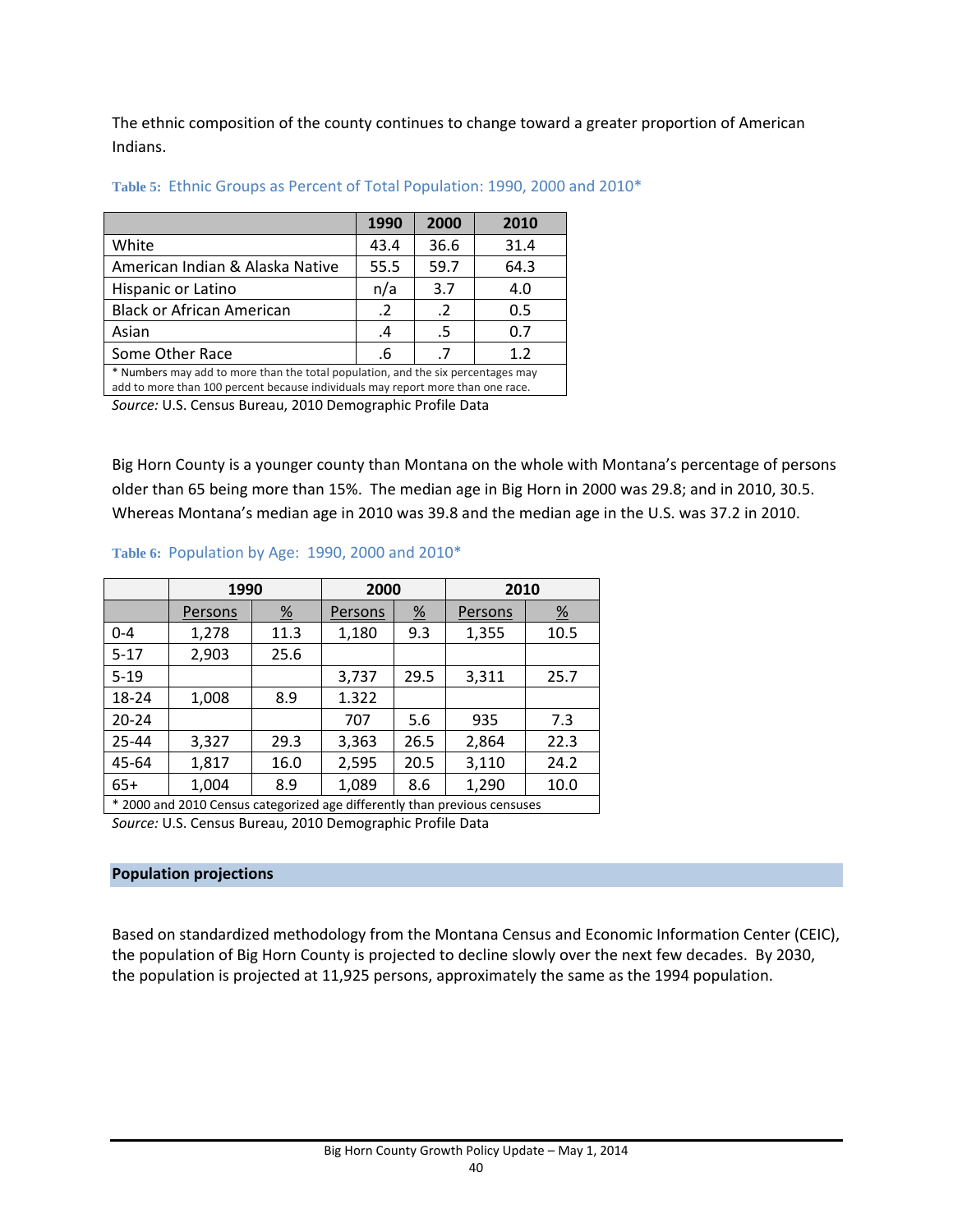The ethnic composition of the county continues to change toward a greater proportion of American Indians.

**Table 5:** Ethnic Groups as Percent of Total Population: 1990, 2000 and 2010*

| | 1990 | 2000 | 2010 |
|---|---|---|---|
| White | 43.4 | 36.6 | 31.4 |
| American Indian & Alaska Native | 55.5 | 59.7 | 64.3 |
| Hispanic or Latino | n/a | 3.7 | 4.0 |
| Black or African American | .2 | .2 | 0.5 |
| Asian | .4 | .5 | 0.7 |
| Some Other Race | .6 | .7 | 1.2 |

* Numbers may add to more than the total population, and the six percentages may add to more than 100 percent because individuals may report more than one race.

*Source:* U.S. Census Bureau, 2010 Demographic Profile Data

Big Horn County is a younger county than Montana on the whole with Montana's percentage of persons older than 65 being more than 15%. The median age in Big Horn in 2000 was 29.8; and in 2010, 30.5. Whereas Montana's median age in 2010 was 39.8 and the median age in the U.S. was 37.2 in 2010.

**Table 6:** Population by Age: 1990, 2000 and 2010*

| | 1990 | | 2000 | | 2010 | |
|---|---|---|---|---|---|---|
| | Persons | % | Persons | % | Persons | % |
| 0-4 | 1,278 | 11.3 | 1,180 | 9.3 | 1,355 | 10.5 |
| 5-17 | 2,903 | 25.6 | | | | |
| 5-19 | | | 3,737 | 29.5 | 3,311 | 25.7 |
| 18-24 | 1,008 | 8.9 | 1.322 | | | |
| 20-24 | | | 707 | 5.6 | 935 | 7.3 |
| 25-44 | 3,327 | 29.3 | 3,363 | 26.5 | 2,864 | 22.3 |
| 45-64 | 1,817 | 16.0 | 2,595 | 20.5 | 3,110 | 24.2 |
| 65+ | 1,004 | 8.9 | 1,089 | 8.6 | 1,290 | 10.0 |

* 2000 and 2010 Census categorized age differently than previous censuses

*Source:* U.S. Census Bureau, 2010 Demographic Profile Data

## Population projections

Based on standardized methodology from the Montana Census and Economic Information Center (CEIC), the population of Big Horn County is projected to decline slowly over the next few decades. By 2030, the population is projected at 11,925 persons, approximately the same as the 1994 population.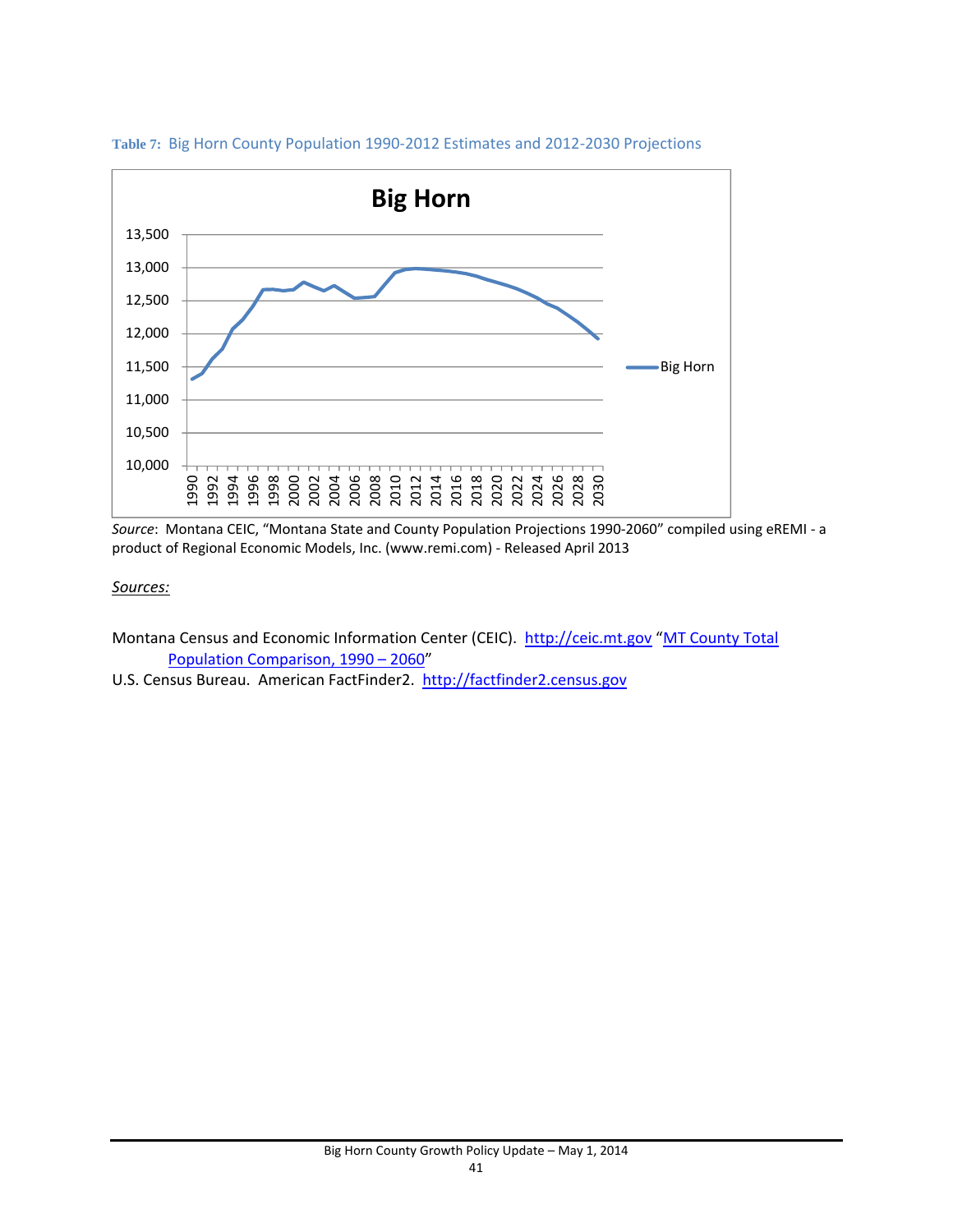Table 7: Big Horn County Population 1990-2012 Estimates and 2012-2030 Projections

*Source*: Montana CEIC, "Montana State and County Population Projections 1990-2060" compiled using eREMI - a product of Regional Economic Models, Inc. (www.remi.com) - Released April 2013

*Sources:*

Montana Census and Economic Information Center (CEIC). http://ceic.mt.gov "MT County Total Population Comparison, 1990 – 2060"

U.S. Census Bureau. American FactFinder2. http://factfinder2.census.gov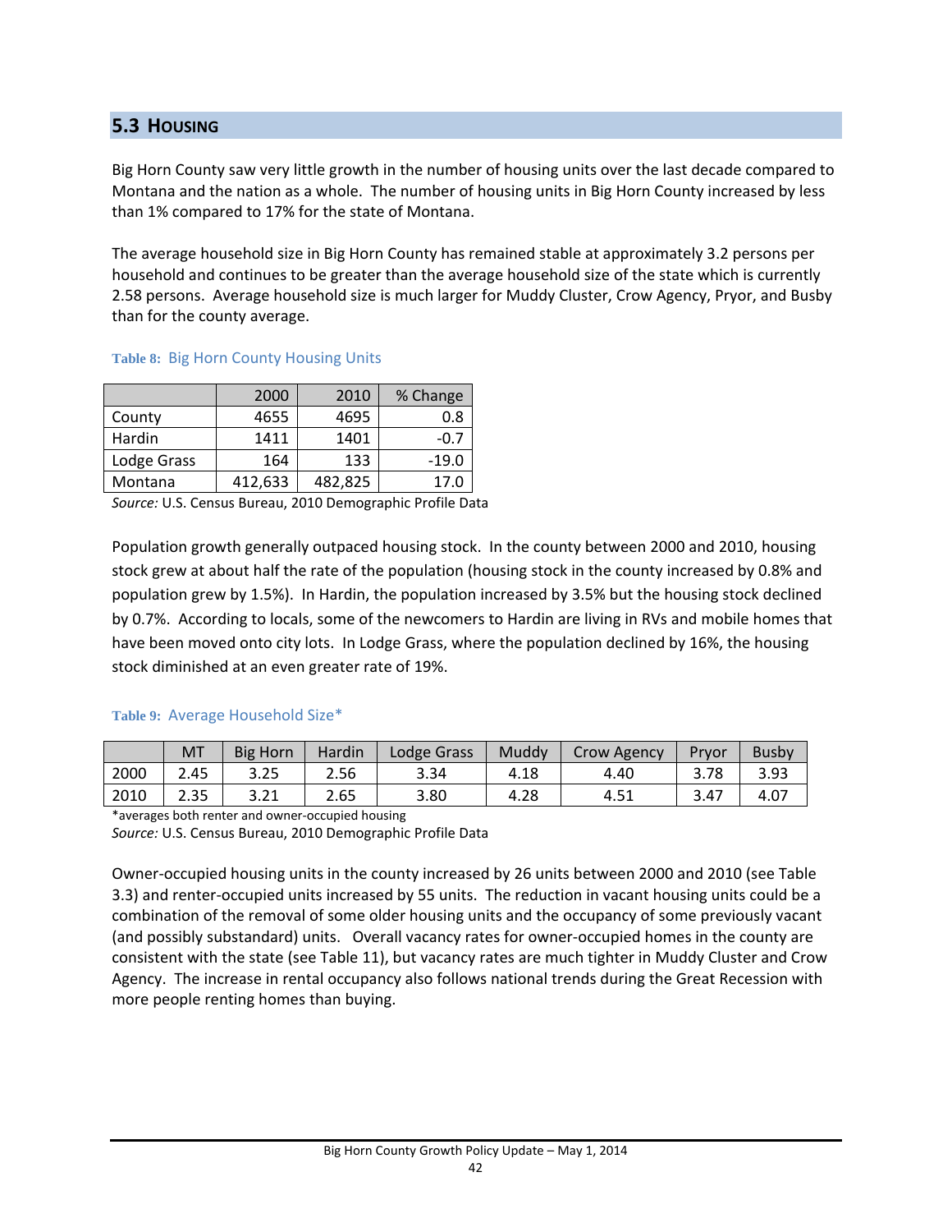## 5.3 Housing

Big Horn County saw very little growth in the number of housing units over the last decade compared to Montana and the nation as a whole. The number of housing units in Big Horn County increased by less than 1% compared to 17% for the state of Montana.

The average household size in Big Horn County has remained stable at approximately 3.2 persons per household and continues to be greater than the average household size of the state which is currently 2.58 persons. Average household size is much larger for Muddy Cluster, Crow Agency, Pryor, and Busby than for the county average.

**Table 8:** Big Horn County Housing Units

| | 2000 | 2010 | % Change |
|---|---|---|---|
| County | 4655 | 4695 | 0.8 |
| Hardin | 1411 | 1401 | -0.7 |
| Lodge Grass | 164 | 133 | -19.0 |
| Montana | 412,633 | 482,825 | 17.0 |

*Source:* U.S. Census Bureau, 2010 Demographic Profile Data

Population growth generally outpaced housing stock. In the county between 2000 and 2010, housing stock grew at about half the rate of the population (housing stock in the county increased by 0.8% and population grew by 1.5%). In Hardin, the population increased by 3.5% but the housing stock declined by 0.7%. According to locals, some of the newcomers to Hardin are living in RVs and mobile homes that have been moved onto city lots. In Lodge Grass, where the population declined by 16%, the housing stock diminished at an even greater rate of 19%.

**Table 9:** Average Household Size*

| | MT | Big Horn | Hardin | Lodge Grass | Muddy | Crow Agency | Pryor | Busby |
|---|---|---|---|---|---|---|---|---|
| 2000 | 2.45 | 3.25 | 2.56 | 3.34 | 4.18 | 4.40 | 3.78 | 3.93 |
| 2010 | 2.35 | 3.21 | 2.65 | 3.80 | 4.28 | 4.51 | 3.47 | 4.07 |

*averages both renter and owner-occupied housing

*Source:* U.S. Census Bureau, 2010 Demographic Profile Data

Owner-occupied housing units in the county increased by 26 units between 2000 and 2010 (see Table 3.3) and renter-occupied units increased by 55 units. The reduction in vacant housing units could be a combination of the removal of some older housing units and the occupancy of some previously vacant (and possibly substandard) units. Overall vacancy rates for owner-occupied homes in the county are consistent with the state (see Table 11), but vacancy rates are much tighter in Muddy Cluster and Crow Agency. The increase in rental occupancy also follows national trends during the Great Recession with more people renting homes than buying.